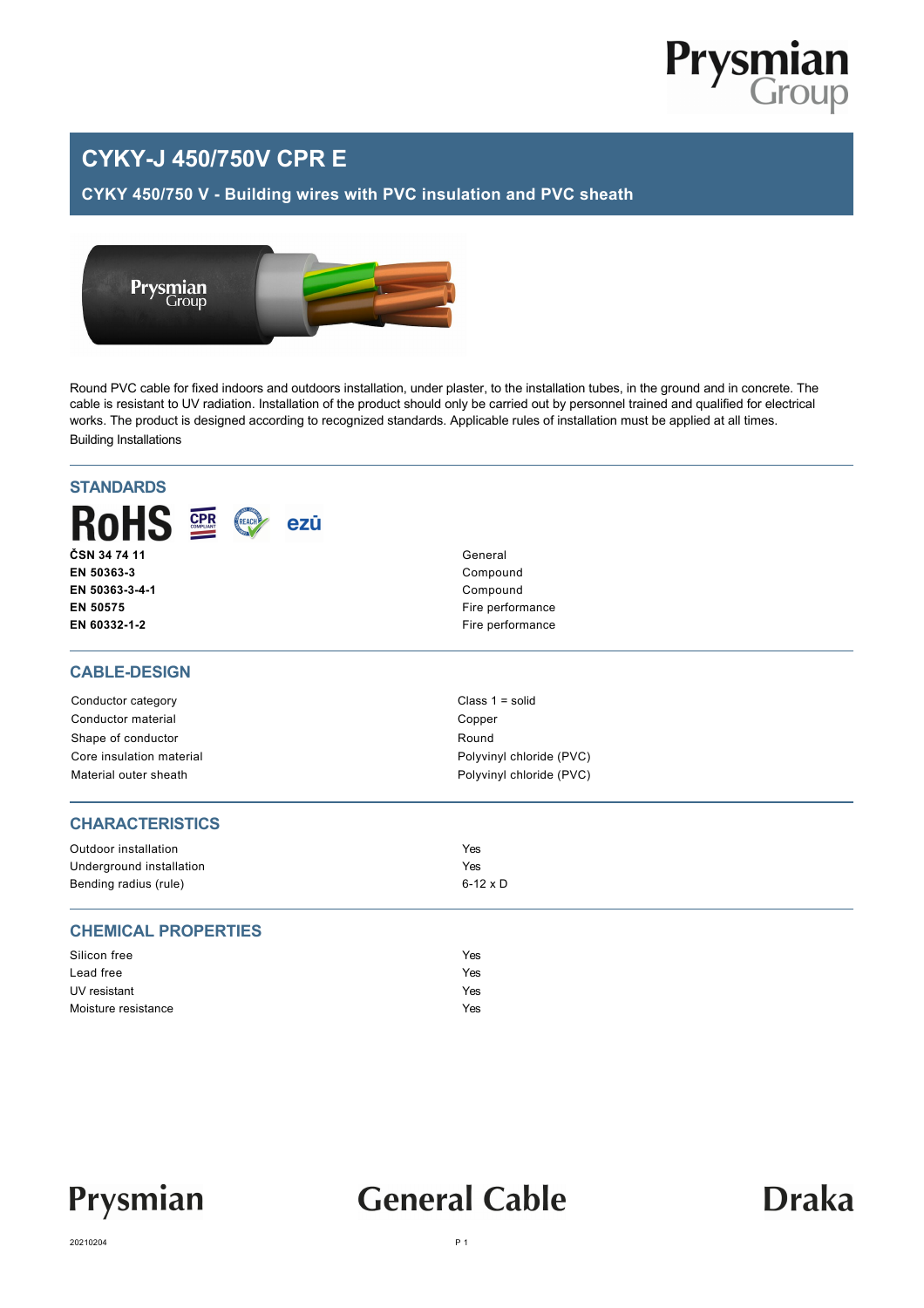# CYKY-J 450/750V CPR E

## CYKY 450/750 V - Building wires with PVC insulation and PVC sheath

Round PVC cable for fixed indoors and outdoors installation, under plaster, to the installation tubes, in the ground and in concrete. The cable is resistant to UV radiation. Installation of the product should only be carried out by personnel trained and qualified for electrical works. The product is designed according to recognized standards. Applicable rules of installation must be applied at all times.

Building Installations

## STANDARDS

| | |
|---|---|
| **ČSN 34 74 11** | General |
| **EN 50363-3** | Compound |
| **EN 50363-3-4-1** | Compound |
| **EN 50575** | Fire performance |
| **EN 60332-1-2** | Fire performance |

## CABLE-DESIGN

| | |
|---|---|
| Conductor category | Class 1 = solid |
| Conductor material | Copper |
| Shape of conductor | Round |
| Core insulation material | Polyvinyl chloride (PVC) |
| Material outer sheath | Polyvinyl chloride (PVC) |

## CHARACTERISTICS

| | |
|---|---|
| Outdoor installation | Yes |
| Underground installation | Yes |
| Bending radius (rule) | 6-12 x D |

## CHEMICAL PROPERTIES

| | |
|---|---|
| Silicon free | Yes |
| Lead free | Yes |
| UV resistant | Yes |
| Moisture resistance | Yes |

20210204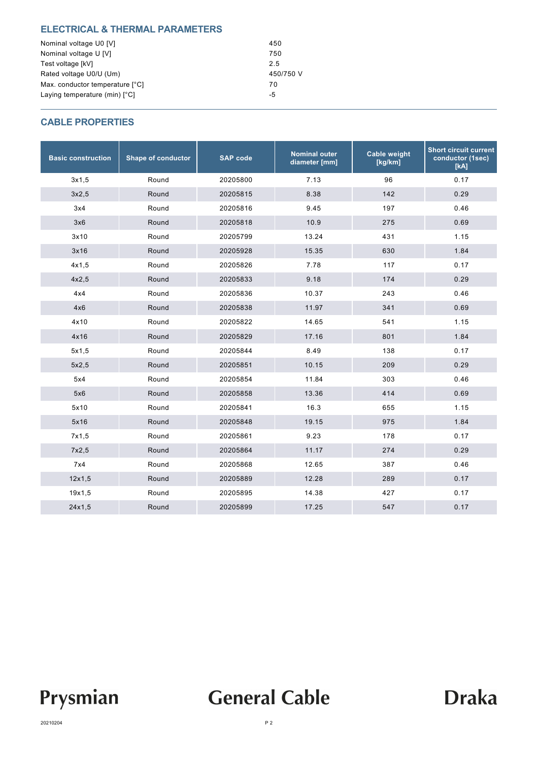## ELECTRICAL & THERMAL PARAMETERS

| | |
|---|---|
| Nominal voltage U0 [V] | 450 |
| Nominal voltage U [V] | 750 |
| Test voltage [kV] | 2.5 |
| Rated voltage U0/U (Um) | 450/750 V |
| Max. conductor temperature [°C] | 70 |
| Laying temperature (min) [°C] | -5 |

## CABLE PROPERTIES

| Basic construction | Shape of conductor | SAP code | Nominal outer diameter [mm] | Cable weight [kg/km] | Short circuit current conductor (1sec) [kA] |
|---|---|---|---|---|---|
| 3x1,5 | Round | 20205800 | 7.13 | 96 | 0.17 |
| 3x2,5 | Round | 20205815 | 8.38 | 142 | 0.29 |
| 3x4 | Round | 20205816 | 9.45 | 197 | 0.46 |
| 3x6 | Round | 20205818 | 10.9 | 275 | 0.69 |
| 3x10 | Round | 20205799 | 13.24 | 431 | 1.15 |
| 3x16 | Round | 20205928 | 15.35 | 630 | 1.84 |
| 4x1,5 | Round | 20205826 | 7.78 | 117 | 0.17 |
| 4x2,5 | Round | 20205833 | 9.18 | 174 | 0.29 |
| 4x4 | Round | 20205836 | 10.37 | 243 | 0.46 |
| 4x6 | Round | 20205838 | 11.97 | 341 | 0.69 |
| 4x10 | Round | 20205822 | 14.65 | 541 | 1.15 |
| 4x16 | Round | 20205829 | 17.16 | 801 | 1.84 |
| 5x1,5 | Round | 20205844 | 8.49 | 138 | 0.17 |
| 5x2,5 | Round | 20205851 | 10.15 | 209 | 0.29 |
| 5x4 | Round | 20205854 | 11.84 | 303 | 0.46 |
| 5x6 | Round | 20205858 | 13.36 | 414 | 0.69 |
| 5x10 | Round | 20205841 | 16.3 | 655 | 1.15 |
| 5x16 | Round | 20205848 | 19.15 | 975 | 1.84 |
| 7x1,5 | Round | 20205861 | 9.23 | 178 | 0.17 |
| 7x2,5 | Round | 20205864 | 11.17 | 274 | 0.29 |
| 7x4 | Round | 20205868 | 12.65 | 387 | 0.46 |
| 12x1,5 | Round | 20205889 | 12.28 | 289 | 0.17 |
| 19x1,5 | Round | 20205895 | 14.38 | 427 | 0.17 |
| 24x1,5 | Round | 20205899 | 17.25 | 547 | 0.17 |

Prysmian General Cable Draka

20210204